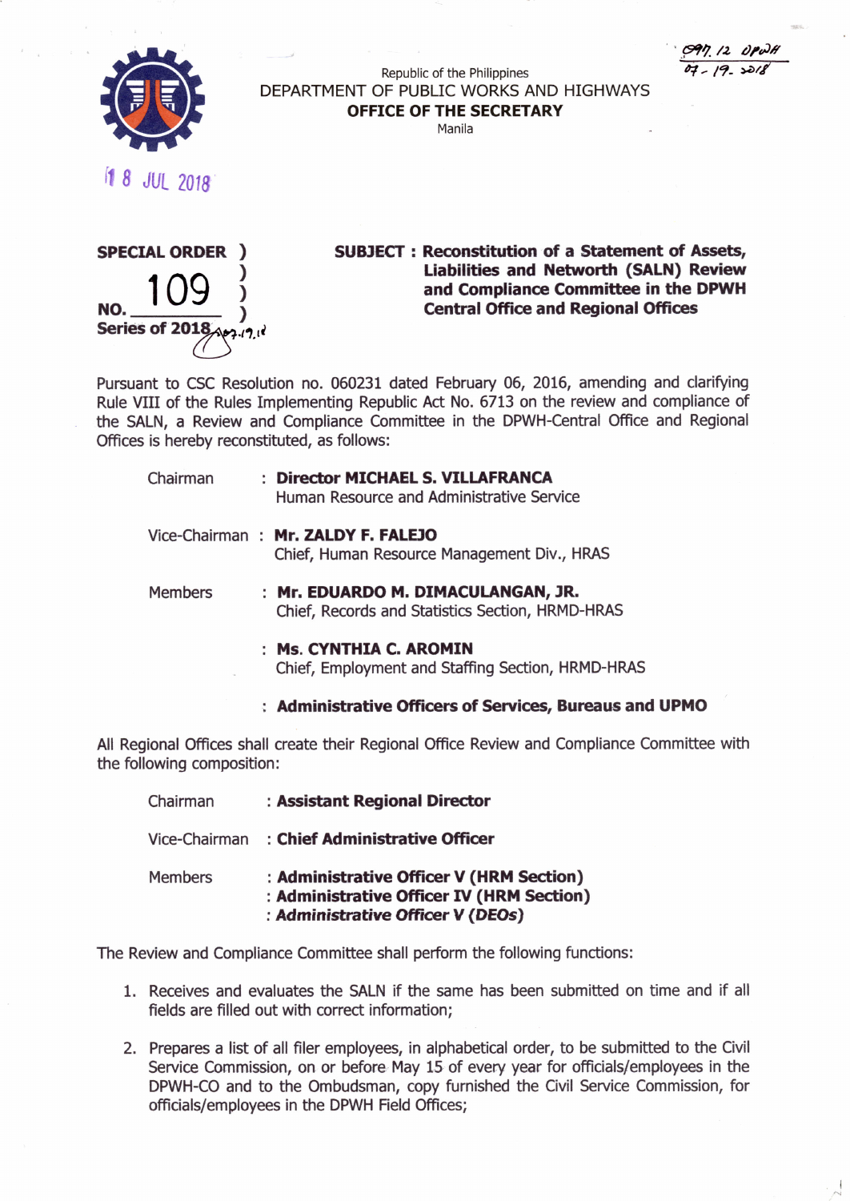Republic of the Philippines
DEPARTMENT OF PUBLIC WORKS AND HIGHWAYS
**OFFICE OF THE SECRETARY**
Manila

097.12 DPWH
07-19-2018

18 JUL 2018

**SPECIAL ORDER )**
**NO. 109 )**
**Series of 2018 )**

**SUBJECT : Reconstitution of a Statement of Assets, Liabilities and Networth (SALN) Review and Compliance Committee in the DPWH Central Office and Regional Offices**

Pursuant to CSC Resolution no. 060231 dated February 06, 2016, amending and clarifying Rule VIII of the Rules Implementing Republic Act No. 6713 on the review and compliance of the SALN, a Review and Compliance Committee in the DPWH-Central Office and Regional Offices is hereby reconstituted, as follows:

Chairman : **Director MICHAEL S. VILLAFRANCA**
Human Resource and Administrative Service

Vice-Chairman : **Mr. ZALDY F. FALEJO**
Chief, Human Resource Management Div., HRAS

Members : **Mr. EDUARDO M. DIMACULANGAN, JR.**
Chief, Records and Statistics Section, HRMD-HRAS

: **Ms. CYNTHIA C. AROMIN**
Chief, Employment and Staffing Section, HRMD-HRAS

: **Administrative Officers of Services, Bureaus and UPMO**

All Regional Offices shall create their Regional Office Review and Compliance Committee with the following composition:

Chairman : **Assistant Regional Director**

Vice-Chairman : **Chief Administrative Officer**

Members : **Administrative Officer V (HRM Section)**
: **Administrative Officer IV (HRM Section)**
: ***Administrative Officer V (DEOs)***

The Review and Compliance Committee shall perform the following functions:

1. Receives and evaluates the SALN if the same has been submitted on time and if all fields are filled out with correct information;
2. Prepares a list of all filer employees, in alphabetical order, to be submitted to the Civil Service Commission, on or before May 15 of every year for officials/employees in the DPWH-CO and to the Ombudsman, copy furnished the Civil Service Commission, for officials/employees in the DPWH Field Offices;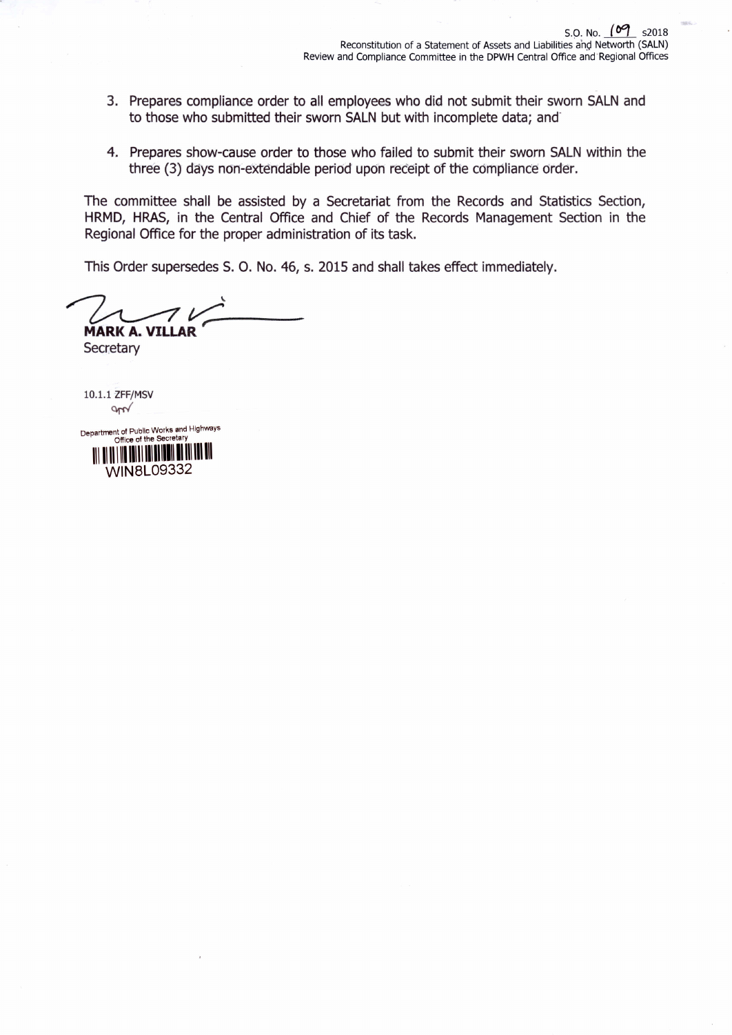3. Prepares compliance order to all employees who did not submit their sworn SALN and to those who submitted their sworn SALN but with incomplete data; and

4. Prepares show-cause order to those who failed to submit their sworn SALN within the three (3) days non-extendable period upon receipt of the compliance order.

The committee shall be assisted by a Secretariat from the Records and Statistics Section, HRMD, HRAS, in the Central Office and Chief of the Records Management Section in the Regional Office for the proper administration of its task.

This Order supersedes S. O. No. 46, s. 2015 and shall takes effect immediately.

**MARK A. VILLAR**
Secretary

10.1.1 ZFF/MSV

Department of Public Works and Highways
Office of the Secretary
WIN8L09332